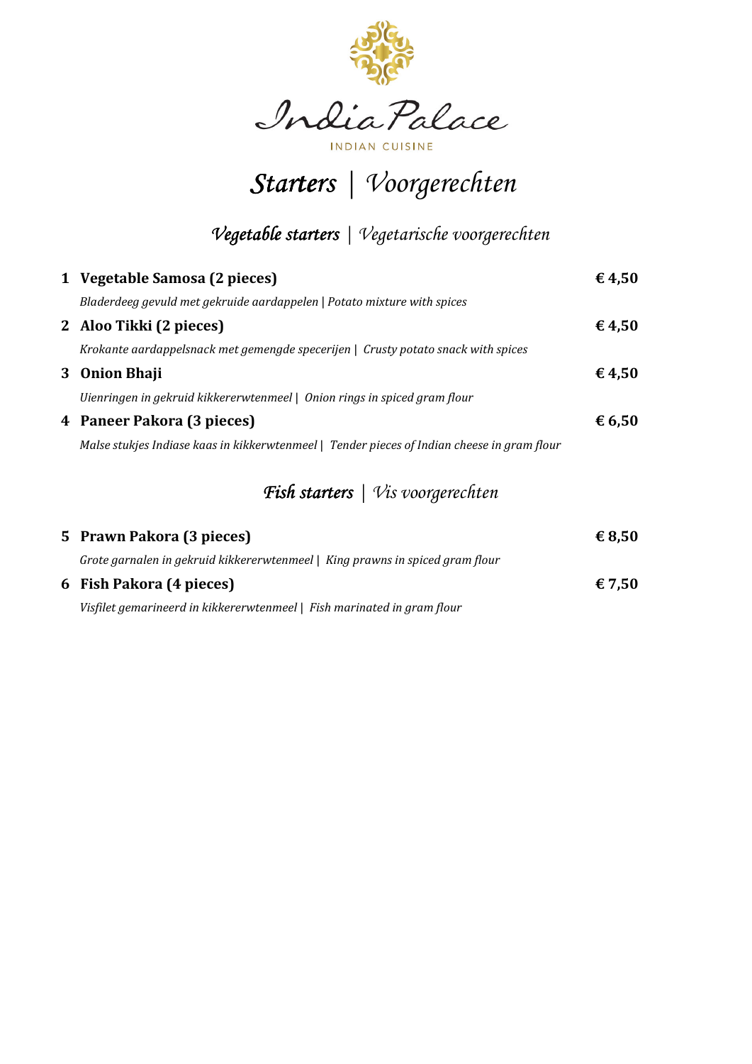# India Palace

INDIAN CUISINE

## *Starters* | *Voorgerechten*

### *Vegetable starters* | *Vegetarische voorgerechten*

| | | |
|---|---|---|
| **1** | **Vegetable Samosa (2 pieces)** | **€ 4,50** |
| | *Bladerdeeg gevuld met gekruide aardappelen \| Potato mixture with spices* | |
| **2** | **Aloo Tikki (2 pieces)** | **€ 4,50** |
| | *Krokante aardappelsnack met gemengde specerijen \| Crusty potato snack with spices* | |
| **3** | **Onion Bhaji** | **€ 4,50** |
| | *Uienringen in gekruid kikkererwtenmeel \| Onion rings in spiced gram flour* | |
| **4** | **Paneer Pakora (3 pieces)** | **€ 6,50** |
| | *Malse stukjes Indiase kaas in kikkerwtenmeel \| Tender pieces of Indian cheese in gram flour* | |

### *Fish starters* | *Vis voorgerechten*

| | | |
|---|---|---|
| **5** | **Prawn Pakora (3 pieces)** | **€ 8,50** |
| | *Grote garnalen in gekruid kikkererwtenmeel \| King prawns in spiced gram flour* | |
| **6** | **Fish Pakora (4 pieces)** | **€ 7,50** |
| | *Visfilet gemarineerd in kikkererwtenmeel \| Fish marinated in gram flour* | |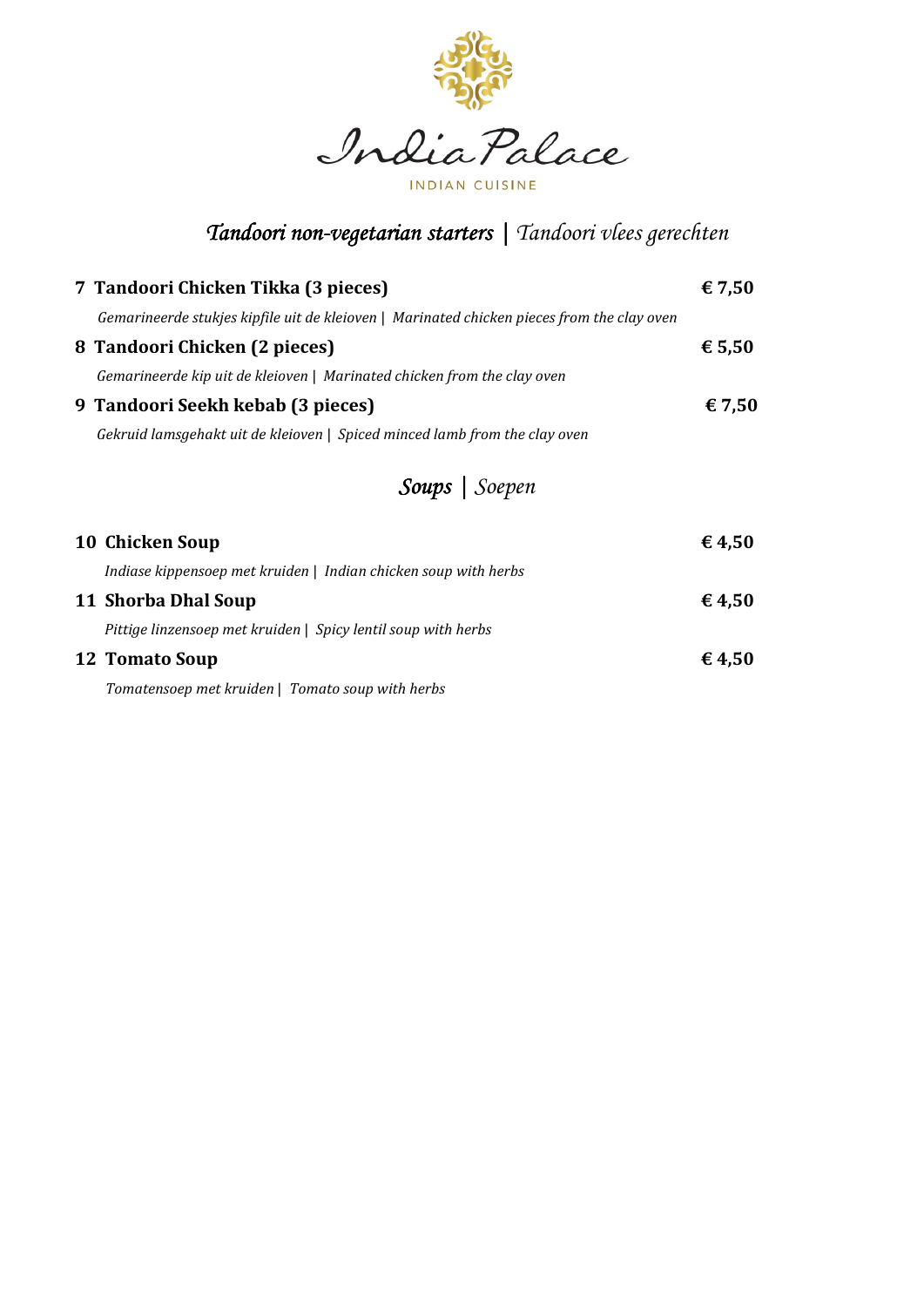India Palace

INDIAN CUISINE

## *Tandoori non-vegetarian starters* | *Tandoori vlees gerechten*

**7 Tandoori Chicken Tikka (3 pieces)** **€ 7,50**

*Gemarineerde stukjes kipfile uit de kleioven | Marinated chicken pieces from the clay oven*

**8 Tandoori Chicken (2 pieces)** **€ 5,50**

*Gemarineerde kip uit de kleioven | Marinated chicken from the clay oven*

**9 Tandoori Seekh kebab (3 pieces)** **€ 7,50**

*Gekruid lamsgehakt uit de kleioven | Spiced minced lamb from the clay oven*

## *Soups* | *Soepen*

**10 Chicken Soup** **€ 4,50**

*Indiase kippensoep met kruiden | Indian chicken soup with herbs*

**11 Shorba Dhal Soup** **€ 4,50**

*Pittige linzensoep met kruiden | Spicy lentil soup with herbs*

**12 Tomato Soup** **€ 4,50**

*Tomatensoep met kruiden | Tomato soup with herbs*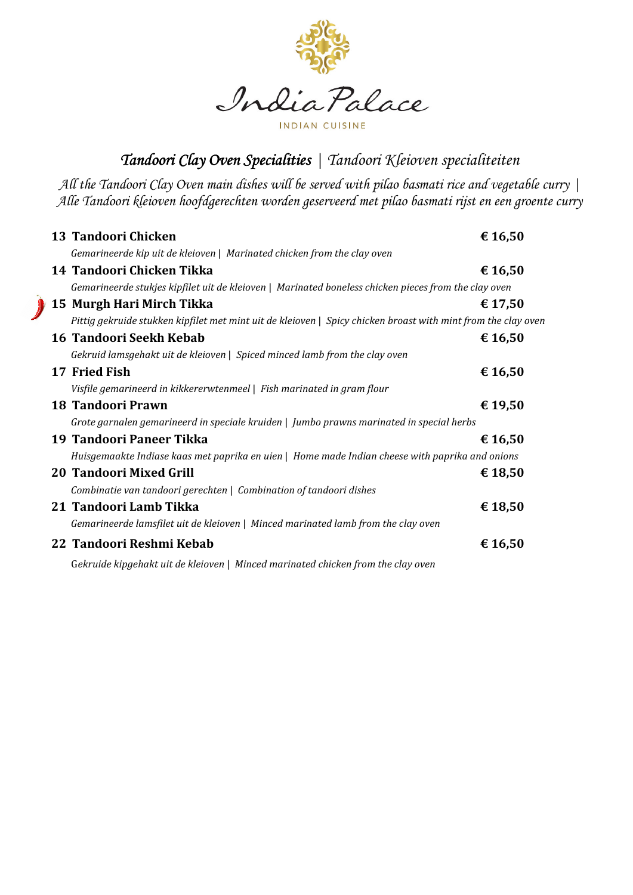# India Palace

INDIAN CUISINE

## *Tandoori Clay Oven Specialities | Tandoori Kleioven specialiteiten*

*All the Tandoori Clay Oven main dishes will be served with pilao basmati rice and vegetable curry | Alle Tandoori kleioven hoofdgerechten worden geserveerd met pilao basmati rijst en een groente curry*

**13 Tandoori Chicken** — **€ 16,50**
*Gemarineerde kip uit de kleioven | Marinated chicken from the clay oven*

**14 Tandoori Chicken Tikka** — **€ 16,50**
*Gemarineerde stukjes kipfilet uit de kleioven | Marinated boneless chicken pieces from the clay oven*

**15 Murgh Hari Mirch Tikka** — **€ 17,50**
*Pittig gekruide stukken kipfilet met mint uit de kleioven | Spicy chicken broast with mint from the clay oven*

**16 Tandoori Seekh Kebab** — **€ 16,50**
*Gekruid lamsgehakt uit de kleioven | Spiced minced lamb from the clay oven*

**17 Fried Fish** — **€ 16,50**
*Visfile gemarineerd in kikkererwtenmeel | Fish marinated in gram flour*

**18 Tandoori Prawn** — **€ 19,50**
*Grote garnalen gemarineerd in speciale kruiden | Jumbo prawns marinated in special herbs*

**19 Tandoori Paneer Tikka** — **€ 16,50**
*Huisgemaakte Indiase kaas met paprika en uien | Home made Indian cheese with paprika and onions*

**20 Tandoori Mixed Grill** — **€ 18,50**
*Combinatie van tandoori gerechten | Combination of tandoori dishes*

**21 Tandoori Lamb Tikka** — **€ 18,50**
*Gemarineerde lamsfilet uit de kleioven | Minced marinated lamb from the clay oven*

**22 Tandoori Reshmi Kebab** — **€ 16,50**
*Gekruide kipgehakt uit de kleioven | Minced marinated chicken from the clay oven*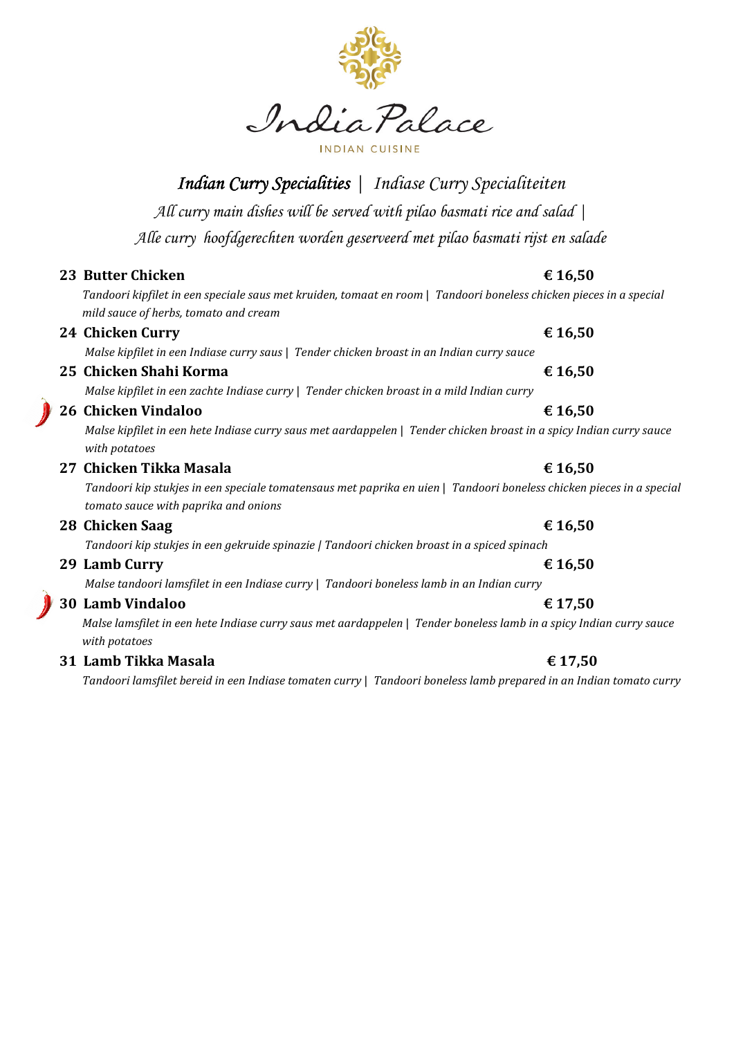# India Palace

INDIAN CUISINE

## *Indian Curry Specialities* | *Indiase Curry Specialiteiten*

*All curry main dishes will be served with pilao basmati rice and salad |*
*Alle curry hoofdgerechten worden geserveerd met pilao basmati rijst en salade*

**23 Butter Chicken** **€ 16,50**
*Tandoori kipfilet in een speciale saus met kruiden, tomaat en room | Tandoori boneless chicken pieces in a special mild sauce of herbs, tomato and cream*

**24 Chicken Curry** **€ 16,50**
*Malse kipfilet in een Indiase curry saus | Tender chicken broast in an Indian curry sauce*

**25 Chicken Shahi Korma** **€ 16,50**
*Malse kipfilet in een zachte Indiase curry | Tender chicken broast in a mild Indian curry*

**26 Chicken Vindaloo** **€ 16,50**
*Malse kipfilet in een hete Indiase curry saus met aardappelen | Tender chicken broast in a spicy Indian curry sauce with potatoes*

**27 Chicken Tikka Masala** **€ 16,50**
*Tandoori kip stukjes in een speciale tomatensaus met paprika en uien | Tandoori boneless chicken pieces in a special tomato sauce with paprika and onions*

**28 Chicken Saag** **€ 16,50**
*Tandoori kip stukjes in een gekruide spinazie | Tandoori chicken broast in a spiced spinach*

**29 Lamb Curry** **€ 16,50**
*Malse tandoori lamsfilet in een Indiase curry | Tandoori boneless lamb in an Indian curry*

**30 Lamb Vindaloo** **€ 17,50**
*Malse lamsfilet in een hete Indiase curry saus met aardappelen | Tender boneless lamb in a spicy Indian curry sauce with potatoes*

**31 Lamb Tikka Masala** **€ 17,50**
*Tandoori lamsfilet bereid in een Indiase tomaten curry | Tandoori boneless lamb prepared in an Indian tomato curry*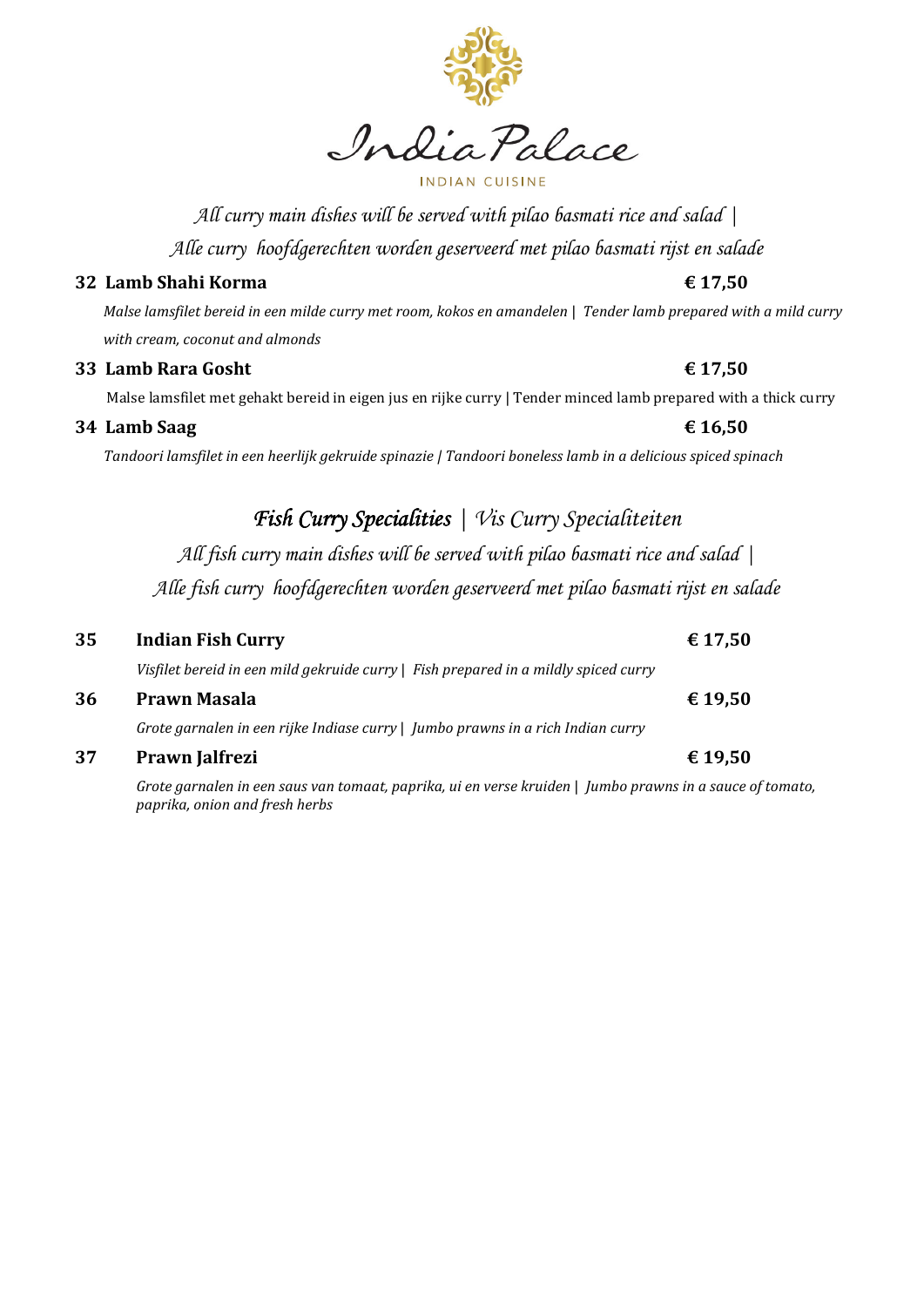India Palace

INDIAN CUISINE

*All curry main dishes will be served with pilao basmati rice and salad |*
*Alle curry hoofdgerechten worden geserveerd met pilao basmati rijst en salade*

**32 Lamb Shahi Korma** **€ 17,50**

*Malse lamsfilet bereid in een milde curry met room, kokos en amandelen | Tender lamb prepared with a mild curry with cream, coconut and almonds*

**33 Lamb Rara Gosht** **€ 17,50**

Malse lamsfilet met gehakt bereid in eigen jus en rijke curry | Tender minced lamb prepared with a thick curry

**34 Lamb Saag** **€ 16,50**

*Tandoori lamsfilet in een heerlijk gekruide spinazie | Tandoori boneless lamb in a delicious spiced spinach*

## *Fish Curry Specialities* | *Vis Curry Specialiteiten*

*All fish curry main dishes will be served with pilao basmati rice and salad |*
*Alle fish curry hoofdgerechten worden geserveerd met pilao basmati rijst en salade*

**35 Indian Fish Curry** **€ 17,50**

*Visfilet bereid in een mild gekruide curry | Fish prepared in a mildly spiced curry*

**36 Prawn Masala** **€ 19,50**

*Grote garnalen in een rijke Indiase curry | Jumbo prawns in a rich Indian curry*

**37 Prawn Jalfrezi** **€ 19,50**

*Grote garnalen in een saus van tomaat, paprika, ui en verse kruiden | Jumbo prawns in a sauce of tomato, paprika, onion and fresh herbs*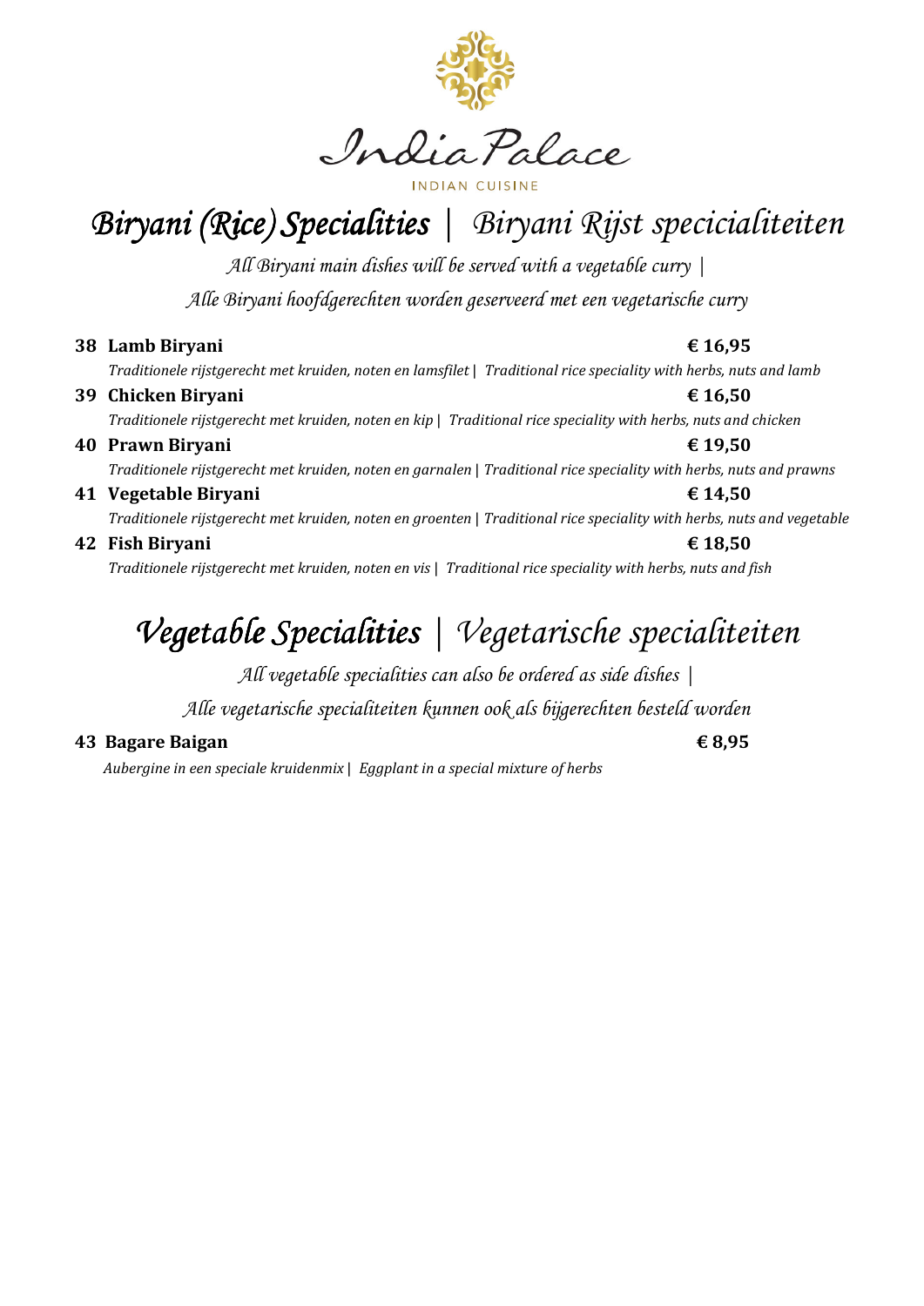India Palace

INDIAN CUISINE

# *Biryani (Rice) Specialities | Biryani Rijst specicialiteiten*

*All Biryani main dishes will be served with a vegetable curry |*

*Alle Biryani hoofdgerechten worden geserveerd met een vegetarische curry*

**38 Lamb Biryani** **€ 16,95**

*Traditionele rijstgerecht met kruiden, noten en lamsfilet | Traditional rice speciality with herbs, nuts and lamb*

**39 Chicken Biryani** **€ 16,50**

*Traditionele rijstgerecht met kruiden, noten en kip | Traditional rice speciality with herbs, nuts and chicken*

**40 Prawn Biryani** **€ 19,50**

*Traditionele rijstgerecht met kruiden, noten en garnalen | Traditional rice speciality with herbs, nuts and prawns*

**41 Vegetable Biryani** **€ 14,50**

*Traditionele rijstgerecht met kruiden, noten en groenten | Traditional rice speciality with herbs, nuts and vegetable*

**42 Fish Biryani** **€ 18,50**

*Traditionele rijstgerecht met kruiden, noten en vis | Traditional rice speciality with herbs, nuts and fish*

# *Vegetable Specialities | Vegetarische specialiteiten*

*All vegetable specialities can also be ordered as side dishes |*

*Alle vegetarische specialiteiten kunnen ook als bijgerechten besteld worden*

**43 Bagare Baigan** **€ 8,95**

*Aubergine in een speciale kruidenmix | Eggplant in a special mixture of herbs*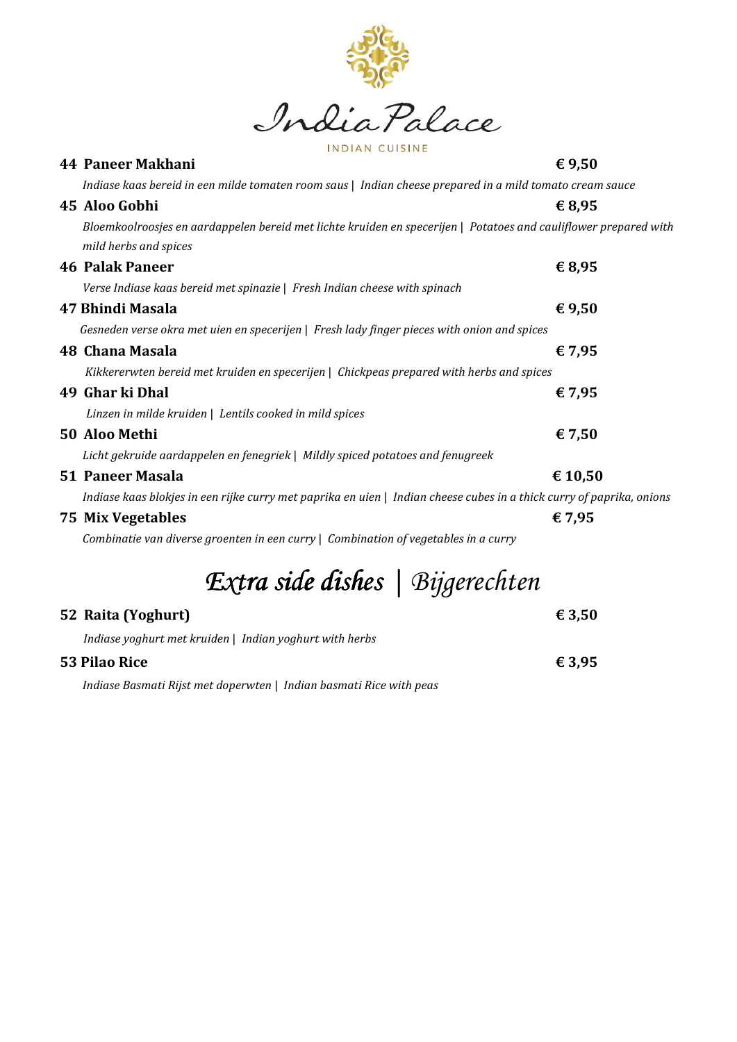# India Palace

INDIAN CUISINE

**44 Paneer Makhani** **€ 9,50**

*Indiase kaas bereid in een milde tomaten room saus | Indian cheese prepared in a mild tomato cream sauce*

**45 Aloo Gobhi** **€ 8,95**

*Bloemkoolroosjes en aardappelen bereid met lichte kruiden en specerijen | Potatoes and cauliflower prepared with mild herbs and spices*

**46 Palak Paneer** **€ 8,95**

*Verse Indiase kaas bereid met spinazie | Fresh Indian cheese with spinach*

**47 Bhindi Masala** **€ 9,50**

*Gesneden verse okra met uien en specerijen | Fresh lady finger pieces with onion and spices*

**48 Chana Masala** **€ 7,95**

*Kikkererwten bereid met kruiden en specerijen | Chickpeas prepared with herbs and spices*

**49 Ghar ki Dhal** **€ 7,95**

*Linzen in milde kruiden | Lentils cooked in mild spices*

**50 Aloo Methi** **€ 7,50**

*Licht gekruide aardappelen en fenegriek | Mildly spiced potatoes and fenugreek*

**51 Paneer Masala** **€ 10,50**

*Indiase kaas blokjes in een rijke curry met paprika en uien | Indian cheese cubes in a thick curry of paprika, onions*

**75 Mix Vegetables** **€ 7,95**

*Combinatie van diverse groenten in een curry | Combination of vegetables in a curry*

## Extra side dishes | Bijgerechten

**52 Raita (Yoghurt)** **€ 3,50**

*Indiase yoghurt met kruiden | Indian yoghurt with herbs*

**53 Pilao Rice** **€ 3,95**

*Indiase Basmati Rijst met doperwten | Indian basmati Rice with peas*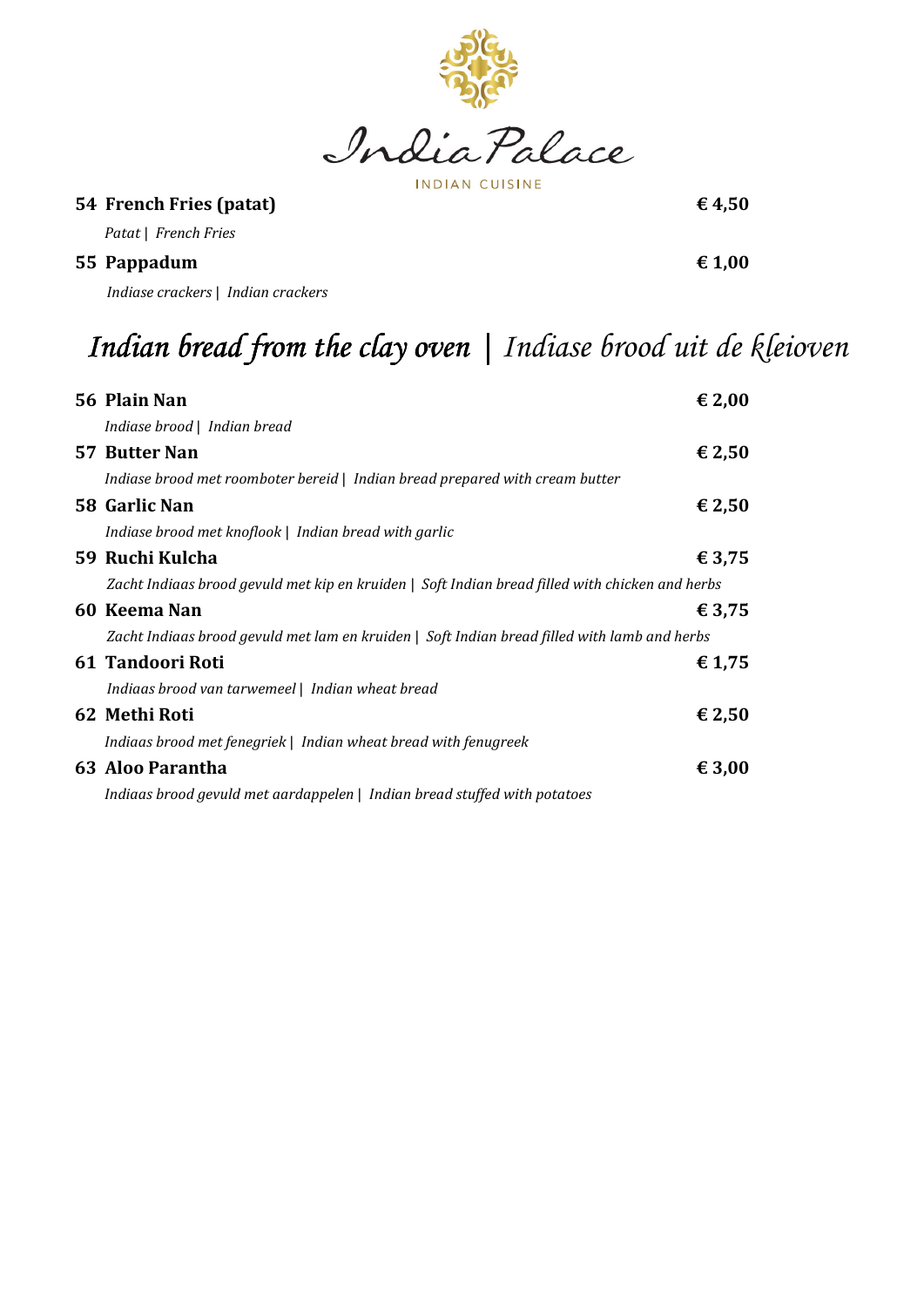India Palace

INDIAN CUISINE

**54 French Fries (patat)** **€ 4,50**

*Patat | French Fries*

**55 Pappadum** **€ 1,00**

*Indiase crackers | Indian crackers*

## *Indian bread from the clay oven | Indiase brood uit de kleioven*

**56 Plain Nan** **€ 2,00**

*Indiase brood | Indian bread*

**57 Butter Nan** **€ 2,50**

*Indiase brood met roomboter bereid | Indian bread prepared with cream butter*

**58 Garlic Nan** **€ 2,50**

*Indiase brood met knoflook | Indian bread with garlic*

**59 Ruchi Kulcha** **€ 3,75**

*Zacht Indiaas brood gevuld met kip en kruiden | Soft Indian bread filled with chicken and herbs*

**60 Keema Nan** **€ 3,75**

*Zacht Indiaas brood gevuld met lam en kruiden | Soft Indian bread filled with lamb and herbs*

**61 Tandoori Roti** **€ 1,75**

*Indiaas brood van tarwemeel | Indian wheat bread*

**62 Methi Roti** **€ 2,50**

*Indiaas brood met fenegriek | Indian wheat bread with fenugreek*

**63 Aloo Parantha** **€ 3,00**

*Indiaas brood gevuld met aardappelen | Indian bread stuffed with potatoes*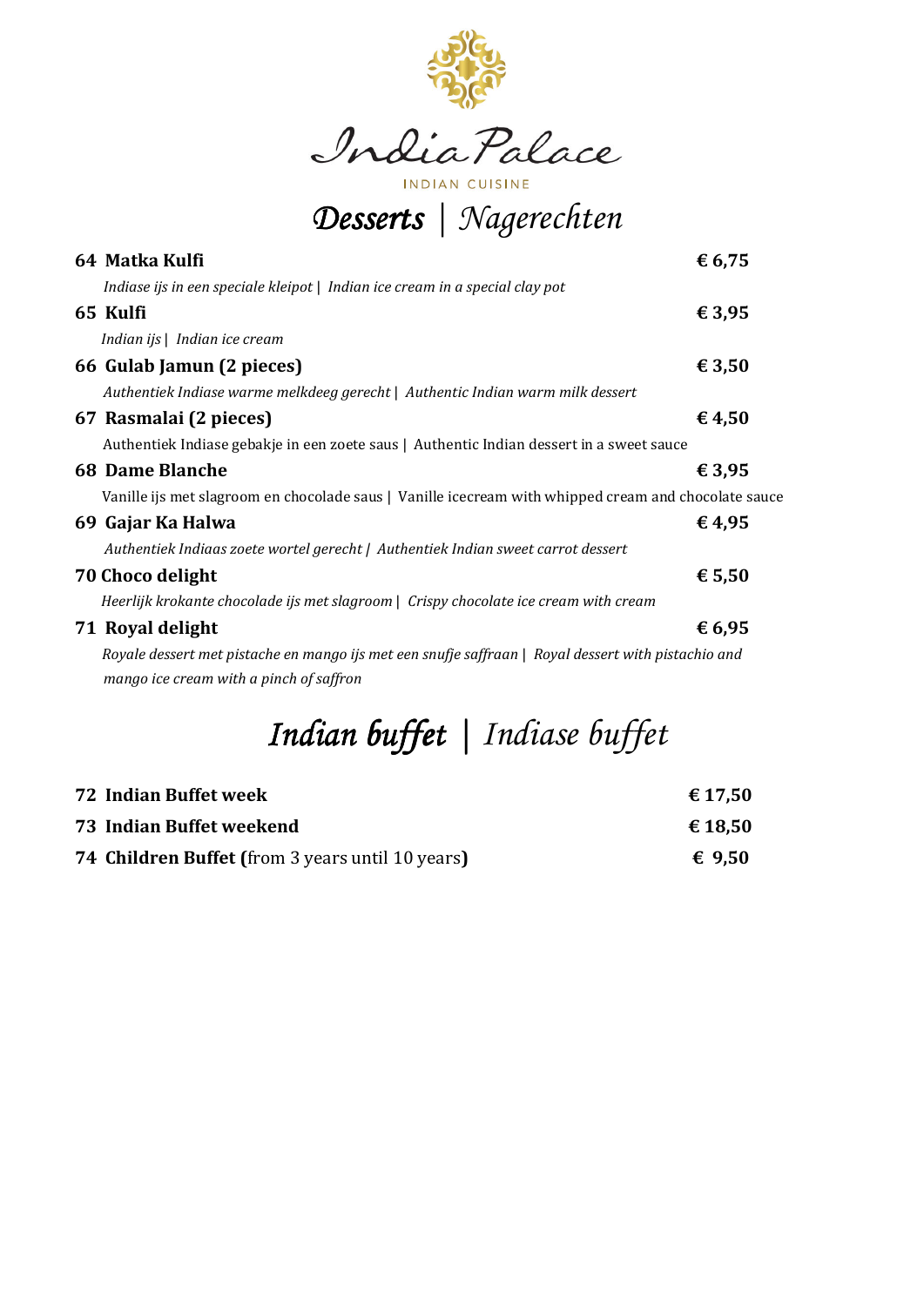# India Palace

INDIAN CUISINE

## *Desserts* | *Nagerechten*

**64 Matka Kulfi** **€ 6,75**

*Indiase ijs in een speciale kleipot | Indian ice cream in a special clay pot*

**65 Kulfi** **€ 3,95**

*Indian ijs | Indian ice cream*

**66 Gulab Jamun (2 pieces)** **€ 3,50**

*Authentiek Indiase warme melkdeeg gerecht | Authentic Indian warm milk dessert*

**67 Rasmalai (2 pieces)** **€ 4,50**

Authentiek Indiase gebakje in een zoete saus | Authentic Indian dessert in a sweet sauce

**68 Dame Blanche** **€ 3,95**

Vanille ijs met slagroom en chocolade saus | Vanille icecream with whipped cream and chocolate sauce

**69 Gajar Ka Halwa** **€ 4,95**

*Authentiek Indiaas zoete wortel gerecht | Authentiek Indian sweet carrot dessert*

**70 Choco delight** **€ 5,50**

*Heerlijk krokante chocolade ijs met slagroom | Crispy chocolate ice cream with cream*

**71 Royal delight** **€ 6,95**

*Royale dessert met pistache en mango ijs met een snufje saffraan | Royal dessert with pistachio and mango ice cream with a pinch of saffron*

## *Indian buffet* | *Indiase buffet*

**72 Indian Buffet week** **€ 17,50**

**73 Indian Buffet weekend** **€ 18,50**

**74 Children Buffet (**from 3 years until 10 years**)** **€ 9,50**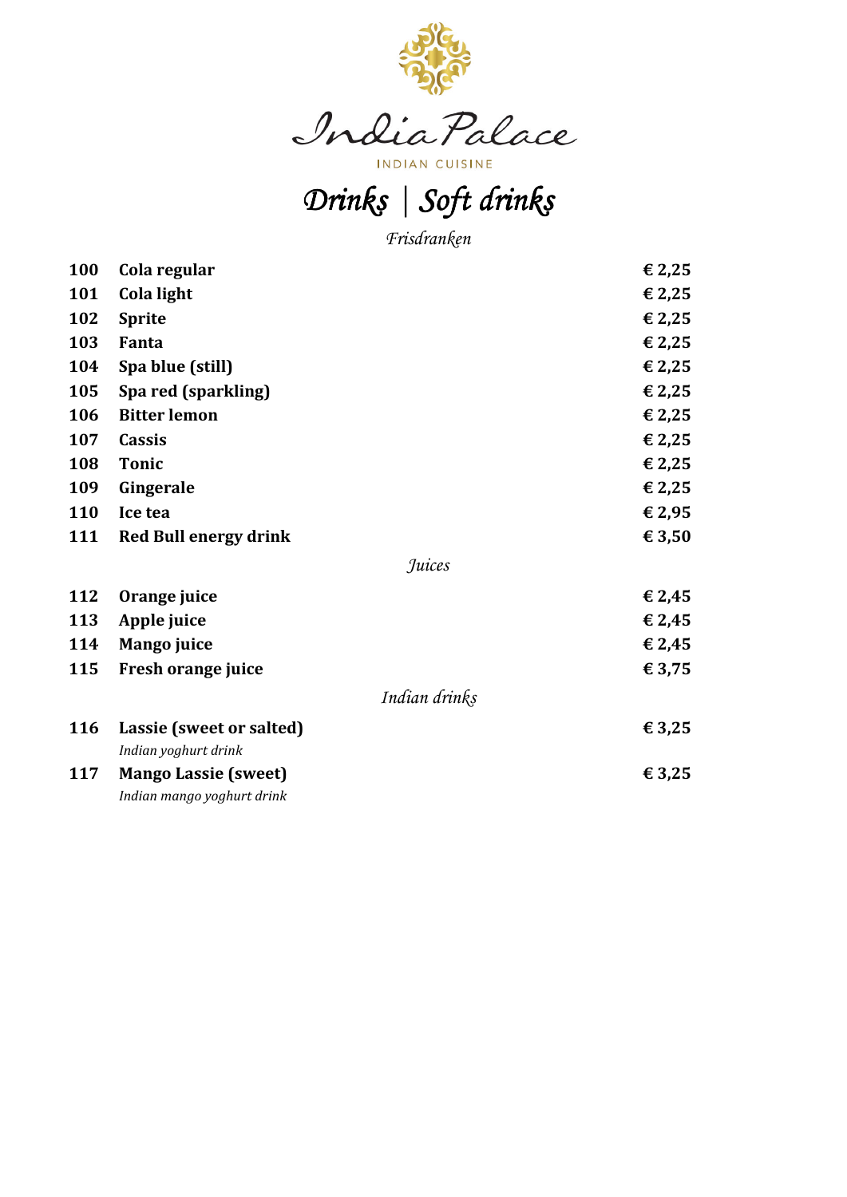# India Palace

INDIAN CUISINE

## Drinks | Soft drinks

*Frisdranken*

| | | |
|---|---|---|
| **100** | **Cola regular** | **€ 2,25** |
| **101** | **Cola light** | **€ 2,25** |
| **102** | **Sprite** | **€ 2,25** |
| **103** | **Fanta** | **€ 2,25** |
| **104** | **Spa blue (still)** | **€ 2,25** |
| **105** | **Spa red (sparkling)** | **€ 2,25** |
| **106** | **Bitter lemon** | **€ 2,25** |
| **107** | **Cassis** | **€ 2,25** |
| **108** | **Tonic** | **€ 2,25** |
| **109** | **Gingerale** | **€ 2,25** |
| **110** | **Ice tea** | **€ 2,95** |
| **111** | **Red Bull energy drink** | **€ 3,50** |

*Juices*

| | | |
|---|---|---|
| **112** | **Orange juice** | **€ 2,45** |
| **113** | **Apple juice** | **€ 2,45** |
| **114** | **Mango juice** | **€ 2,45** |
| **115** | **Fresh orange juice** | **€ 3,75** |

*Indian drinks*

| | | |
|---|---|---|
| **116** | **Lassie (sweet or salted)**<br>*Indian yoghurt drink* | **€ 3,25** |
| **117** | **Mango Lassie (sweet)**<br>*Indian mango yoghurt drink* | **€ 3,25** |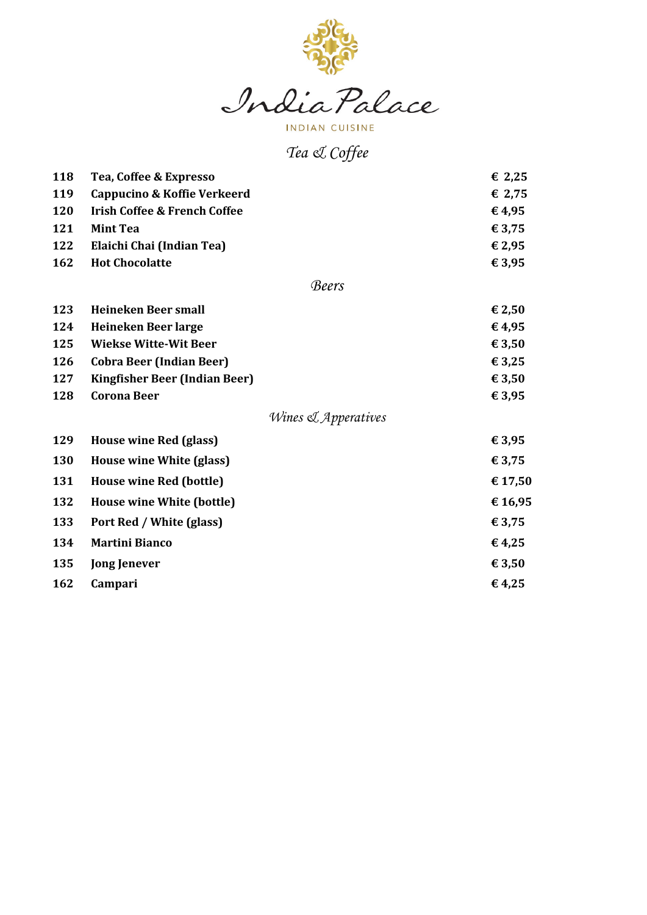# India Palace

INDIAN CUISINE

## Tea & Coffee

| | | |
|---|---|---|
| 118 | **Tea, Coffee & Expresso** | € 2,25 |
| 119 | **Cappucino & Koffie Verkeerd** | € 2,75 |
| 120 | **Irish Coffee & French Coffee** | € 4,95 |
| 121 | **Mint Tea** | € 3,75 |
| 122 | **Elaichi Chai (Indian Tea)** | € 2,95 |
| 162 | **Hot Chocolatte** | € 3,95 |

## Beers

| | | |
|---|---|---|
| 123 | **Heineken Beer small** | € 2,50 |
| 124 | **Heineken Beer large** | € 4,95 |
| 125 | **Wiekse Witte-Wit Beer** | € 3,50 |
| 126 | **Cobra Beer (Indian Beer)** | € 3,25 |
| 127 | **Kingfisher Beer (Indian Beer)** | € 3,50 |
| 128 | **Corona Beer** | € 3,95 |

## Wines & Apperatives

| | | |
|---|---|---|
| 129 | **House wine Red (glass)** | € 3,95 |
| 130 | **House wine White (glass)** | € 3,75 |
| 131 | **House wine Red (bottle)** | € 17,50 |
| 132 | **House wine White (bottle)** | € 16,95 |
| 133 | **Port Red / White (glass)** | € 3,75 |
| 134 | **Martini Bianco** | € 4,25 |
| 135 | **Jong Jenever** | € 3,50 |
| 162 | **Campari** | € 4,25 |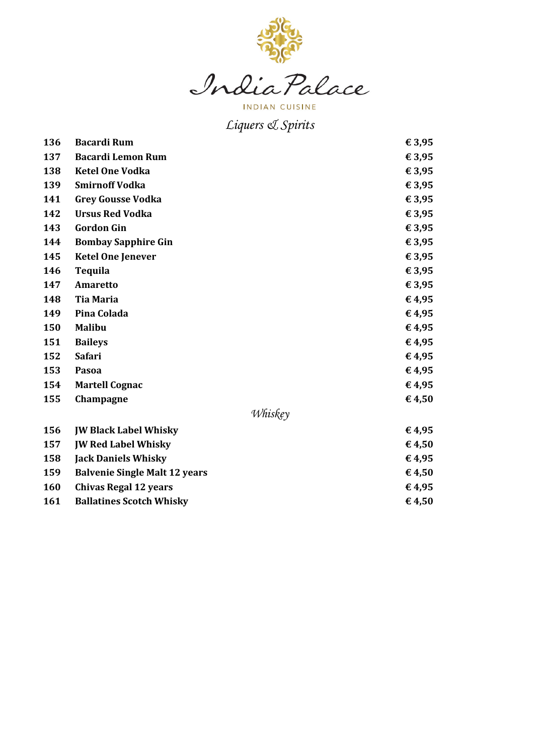# India Palace

INDIAN CUISINE

## *Liquers & Spirits*

| | | |
|---|---|---|
| **136** | **Bacardi Rum** | **€ 3,95** |
| **137** | **Bacardi Lemon Rum** | **€ 3,95** |
| **138** | **Ketel One Vodka** | **€ 3,95** |
| **139** | **Smirnoff Vodka** | **€ 3,95** |
| **141** | **Grey Gousse Vodka** | **€ 3,95** |
| **142** | **Ursus Red Vodka** | **€ 3,95** |
| **143** | **Gordon Gin** | **€ 3,95** |
| **144** | **Bombay Sapphire Gin** | **€ 3,95** |
| **145** | **Ketel One Jenever** | **€ 3,95** |
| **146** | **Tequila** | **€ 3,95** |
| **147** | **Amaretto** | **€ 3,95** |
| **148** | **Tia Maria** | **€ 4,95** |
| **149** | **Pina Colada** | **€ 4,95** |
| **150** | **Malibu** | **€ 4,95** |
| **151** | **Baileys** | **€ 4,95** |
| **152** | **Safari** | **€ 4,95** |
| **153** | **Pasoa** | **€ 4,95** |
| **154** | **Martell Cognac** | **€ 4,95** |
| **155** | **Champagne** | **€ 4,50** |

## *Whiskey*

| | | |
|---|---|---|
| **156** | **JW Black Label Whisky** | **€ 4,95** |
| **157** | **JW Red Label Whisky** | **€ 4,50** |
| **158** | **Jack Daniels Whisky** | **€ 4,95** |
| **159** | **Balvenie Single Malt 12 years** | **€ 4,50** |
| **160** | **Chivas Regal 12 years** | **€ 4,95** |
| **161** | **Ballatines Scotch Whisky** | **€ 4,50** |